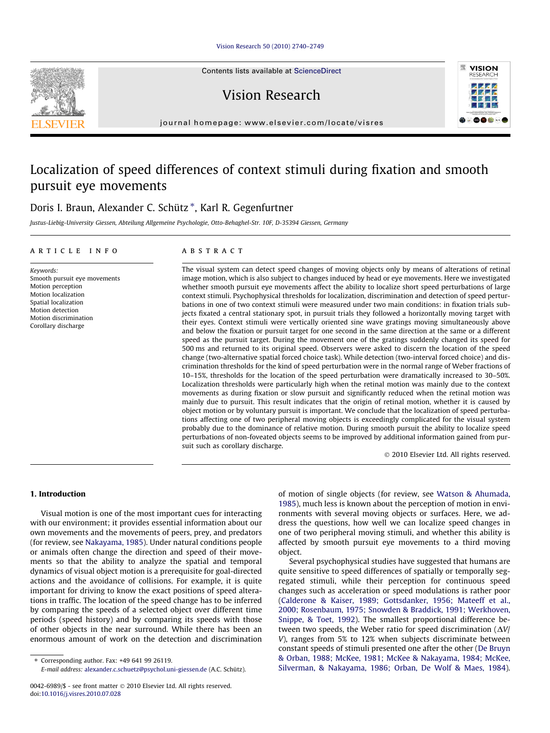# Localization of speed differences of context stimuli during fixation and smooth pursuit eye movements

Doris I. Braun, Alexander C. Schütz *, Karl R. Gegenfurtner

*Justus-Liebig-University Giessen, Abteilung Allgemeine Psychologie, Otto-Behaghel-Str. 10F, D-35394 Giessen, Germany*

## ARTICLE INFO

*Keywords:*
Smooth pursuit eye movements
Motion perception
Motion localization
Spatial localization
Motion detection
Motion discrimination
Corollary discharge

## ABSTRACT

The visual system can detect speed changes of moving objects only by means of alterations of retinal image motion, which is also subject to changes induced by head or eye movements. Here we investigated whether smooth pursuit eye movements affect the ability to localize short speed perturbations of large context stimuli. Psychophysical thresholds for localization, discrimination and detection of speed perturbations in one of two context stimuli were measured under two main conditions: in fixation trials subjects fixated a central stationary spot, in pursuit trials they followed a horizontally moving target with their eyes. Context stimuli were vertically oriented sine wave gratings moving simultaneously above and below the fixation or pursuit target for one second in the same direction at the same or a different speed as the pursuit target. During the movement one of the gratings suddenly changed its speed for 500 ms and returned to its original speed. Observers were asked to discern the location of the speed change (two-alternative spatial forced choice task). While detection (two-interval forced choice) and discrimination thresholds for the kind of speed perturbation were in the normal range of Weber fractions of 10–15%, thresholds for the location of the speed perturbation were dramatically increased to 30–50%. Localization thresholds were particularly high when the retinal motion was mainly due to the context movements as during fixation or slow pursuit and significantly reduced when the retinal motion was mainly due to pursuit. This result indicates that the origin of retinal motion, whether it is caused by object motion or by voluntary pursuit is important. We conclude that the localization of speed perturbations affecting one of two peripheral moving objects is exceedingly complicated for the visual system probably due to the dominance of relative motion. During smooth pursuit the ability to localize speed perturbations of non-foveated objects seems to be improved by additional information gained from pursuit such as corollary discharge.

© 2010 Elsevier Ltd. All rights reserved.

## 1. Introduction

Visual motion is one of the most important cues for interacting with our environment; it provides essential information about our own movements and the movements of peers, prey, and predators (for review, see Nakayama, 1985). Under natural conditions people or animals often change the direction and speed of their movements so that the ability to analyze the spatial and temporal dynamics of visual object motion is a prerequisite for goal-directed actions and the avoidance of collisions. For example, it is quite important for driving to know the exact positions of speed alterations in traffic. The location of the speed change has to be inferred by comparing the speeds of a selected object over different time periods (speed history) and by comparing its speeds with those of other objects in the near surround. While there has been an enormous amount of work on the detection and discrimination of motion of single objects (for review, see Watson & Ahumada, 1985), much less is known about the perception of motion in environments with several moving objects or surfaces. Here, we address the questions, how well we can localize speed changes in one of two peripheral moving stimuli, and whether this ability is affected by smooth pursuit eye movements to a third moving object.

Several psychophysical studies have suggested that humans are quite sensitive to speed differences of spatially or temporally segregated stimuli, while their perception for continuous speed changes such as acceleration or speed modulations is rather poor (Calderone & Kaiser, 1989; Gottsdanker, 1956; Mateeff et al., 2000; Rosenbaum, 1975; Snowden & Braddick, 1991; Werkhoven, Snippe, & Toet, 1992). The smallest proportional difference between two speeds, the Weber ratio for speed discrimination ($\Delta V/V$), ranges from 5% to 12% when subjects discriminate between constant speeds of stimuli presented one after the other (De Bruyn & Orban, 1988; McKee, 1981; McKee & Nakayama, 1984; McKee, Silverman, & Nakayama, 1986; Orban, De Wolf & Maes, 1984).

* Corresponding author. Fax: +49 641 99 26119.
E-mail address: alexander.c.schuetz@psychol.uni-giessen.de (A.C. Schütz).

0042-6989/$ - see front matter © 2010 Elsevier Ltd. All rights reserved.
doi:10.1016/j.visres.2010.07.028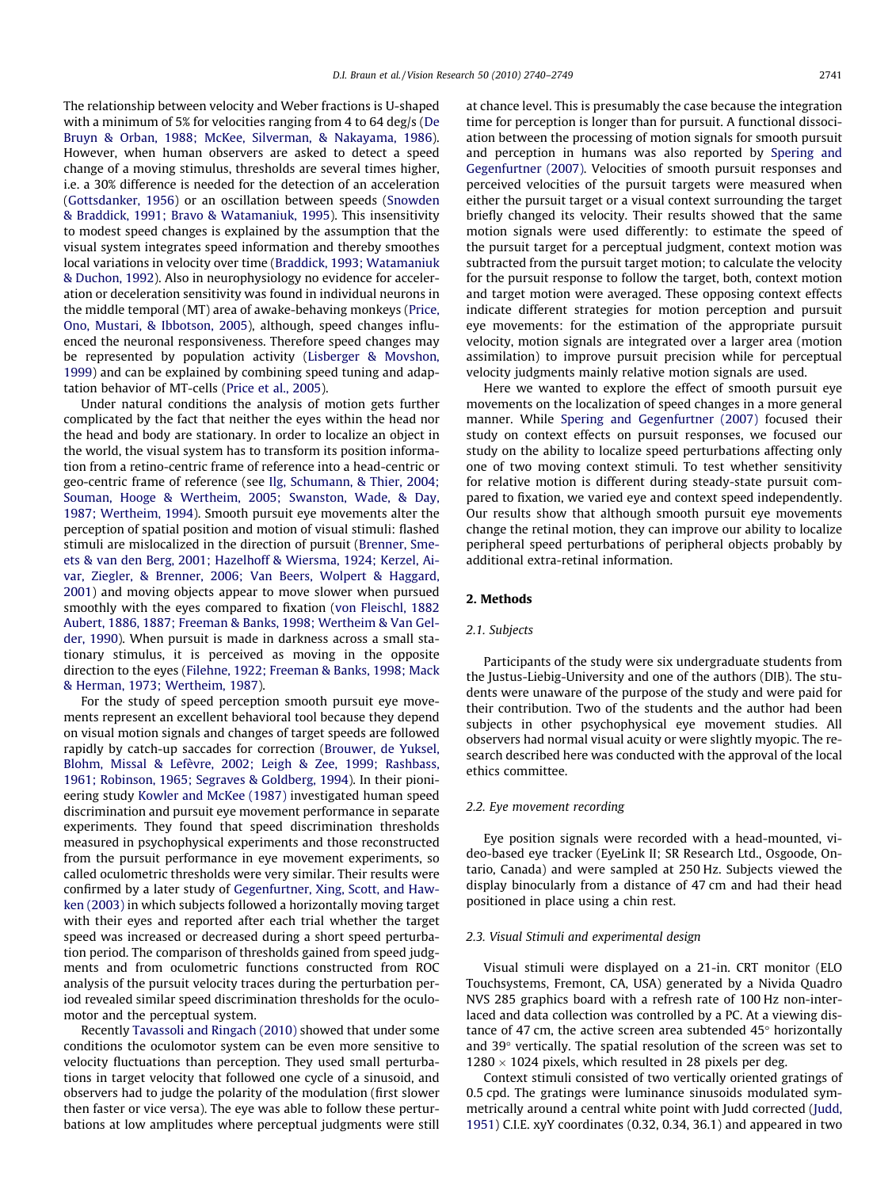The relationship between velocity and Weber fractions is U-shaped with a minimum of 5% for velocities ranging from 4 to 64 deg/s (De Bruyn & Orban, 1988; McKee, Silverman, & Nakayama, 1986). However, when human observers are asked to detect a speed change of a moving stimulus, thresholds are several times higher, i.e. a 30% difference is needed for the detection of an acceleration (Gottsdanker, 1956) or an oscillation between speeds (Snowden & Braddick, 1991; Bravo & Watamaniuk, 1995). This insensitivity to modest speed changes is explained by the assumption that the visual system integrates speed information and thereby smoothes local variations in velocity over time (Braddick, 1993; Watamaniuk & Duchon, 1992). Also in neurophysiology no evidence for acceleration or deceleration sensitivity was found in individual neurons in the middle temporal (MT) area of awake-behaving monkeys (Price, Ono, Mustari, & Ibbotson, 2005), although, speed changes influenced the neuronal responsiveness. Therefore speed changes may be represented by population activity (Lisberger & Movshon, 1999) and can be explained by combining speed tuning and adaptation behavior of MT-cells (Price et al., 2005).

Under natural conditions the analysis of motion gets further complicated by the fact that neither the eyes within the head nor the head and body are stationary. In order to localize an object in the world, the visual system has to transform its position information from a retino-centric frame of reference into a head-centric or geo-centric frame of reference (see Ilg, Schumann, & Thier, 2004; Souman, Hooge & Wertheim, 2005; Swanston, Wade, & Day, 1987; Wertheim, 1994). Smooth pursuit eye movements alter the perception of spatial position and motion of visual stimuli: flashed stimuli are mislocalized in the direction of pursuit (Brenner, Smeets & van den Berg, 2001; Hazelhoff & Wiersma, 1924; Kerzel, Aivar, Ziegler, & Brenner, 2006; Van Beers, Wolpert & Haggard, 2001) and moving objects appear to move slower when pursued smoothly with the eyes compared to fixation (von Fleischl, 1882 Aubert, 1886, 1887; Freeman & Banks, 1998; Wertheim & Van Gelder, 1990). When pursuit is made in darkness across a small stationary stimulus, it is perceived as moving in the opposite direction to the eyes (Filehne, 1922; Freeman & Banks, 1998; Mack & Herman, 1973; Wertheim, 1987).

For the study of speed perception smooth pursuit eye movements represent an excellent behavioral tool because they depend on visual motion signals and changes of target speeds are followed rapidly by catch-up saccades for correction (Brouwer, de Yuksel, Blohm, Missal & Lefèvre, 2002; Leigh & Zee, 1999; Rashbass, 1961; Robinson, 1965; Segraves & Goldberg, 1994). In their pioneering study Kowler and McKee (1987) investigated human speed discrimination and pursuit eye movement performance in separate experiments. They found that speed discrimination thresholds measured in psychophysical experiments and those reconstructed from the pursuit performance in eye movement experiments, so called oculometric thresholds were very similar. Their results were confirmed by a later study of Gegenfurtner, Xing, Scott, and Hawken (2003) in which subjects followed a horizontally moving target with their eyes and reported after each trial whether the target speed was increased or decreased during a short speed perturbation period. The comparison of thresholds gained from speed judgments and from oculometric functions constructed from ROC analysis of the pursuit velocity traces during the perturbation period revealed similar speed discrimination thresholds for the oculomotor and the perceptual system.

Recently Tavassoli and Ringach (2010) showed that under some conditions the oculomotor system can be even more sensitive to velocity fluctuations than perception. They used small perturbations in target velocity that followed one cycle of a sinusoid, and observers had to judge the polarity of the modulation (first slower then faster or vice versa). The eye was able to follow these perturbations at low amplitudes where perceptual judgments were still at chance level. This is presumably the case because the integration time for perception is longer than for pursuit. A functional dissociation between the processing of motion signals for smooth pursuit and perception in humans was also reported by Spering and Gegenfurtner (2007). Velocities of smooth pursuit responses and perceived velocities of the pursuit targets were measured when either the pursuit target or a visual context surrounding the target briefly changed its velocity. Their results showed that the same motion signals were used differently: to estimate the speed of the pursuit target for a perceptual judgment, context motion was subtracted from the pursuit target motion; to calculate the velocity for the pursuit response to follow the target, both, context motion and target motion were averaged. These opposing context effects indicate different strategies for motion perception and pursuit eye movements: for the estimation of the appropriate pursuit velocity, motion signals are integrated over a larger area (motion assimilation) to improve pursuit precision while for perceptual velocity judgments mainly relative motion signals are used.

Here we wanted to explore the effect of smooth pursuit eye movements on the localization of speed changes in a more general manner. While Spering and Gegenfurtner (2007) focused their study on context effects on pursuit responses, we focused our study on the ability to localize speed perturbations affecting only one of two moving context stimuli. To test whether sensitivity for relative motion is different during steady-state pursuit compared to fixation, we varied eye and context speed independently. Our results show that although smooth pursuit eye movements change the retinal motion, they can improve our ability to localize peripheral speed perturbations of peripheral objects probably by additional extra-retinal information.

## 2. Methods

### 2.1. Subjects

Participants of the study were six undergraduate students from the Justus-Liebig-University and one of the authors (DIB). The students were unaware of the purpose of the study and were paid for their contribution. Two of the students and the author had been subjects in other psychophysical eye movement studies. All observers had normal visual acuity or were slightly myopic. The research described here was conducted with the approval of the local ethics committee.

### 2.2. Eye movement recording

Eye position signals were recorded with a head-mounted, video-based eye tracker (EyeLink II; SR Research Ltd., Osgoode, Ontario, Canada) and were sampled at 250 Hz. Subjects viewed the display binocularly from a distance of 47 cm and had their head positioned in place using a chin rest.

### 2.3. Visual Stimuli and experimental design

Visual stimuli were displayed on a 21-in. CRT monitor (ELO Touchsystems, Fremont, CA, USA) generated by a Nivida Quadro NVS 285 graphics board with a refresh rate of 100 Hz non-interlaced and data collection was controlled by a PC. At a viewing distance of 47 cm, the active screen area subtended 45° horizontally and 39° vertically. The spatial resolution of the screen was set to $1280 \times 1024$ pixels, which resulted in 28 pixels per deg.

Context stimuli consisted of two vertically oriented gratings of 0.5 cpd. The gratings were luminance sinusoids modulated symmetrically around a central white point with Judd corrected (Judd, 1951) C.I.E. xyY coordinates (0.32, 0.34, 36.1) and appeared in two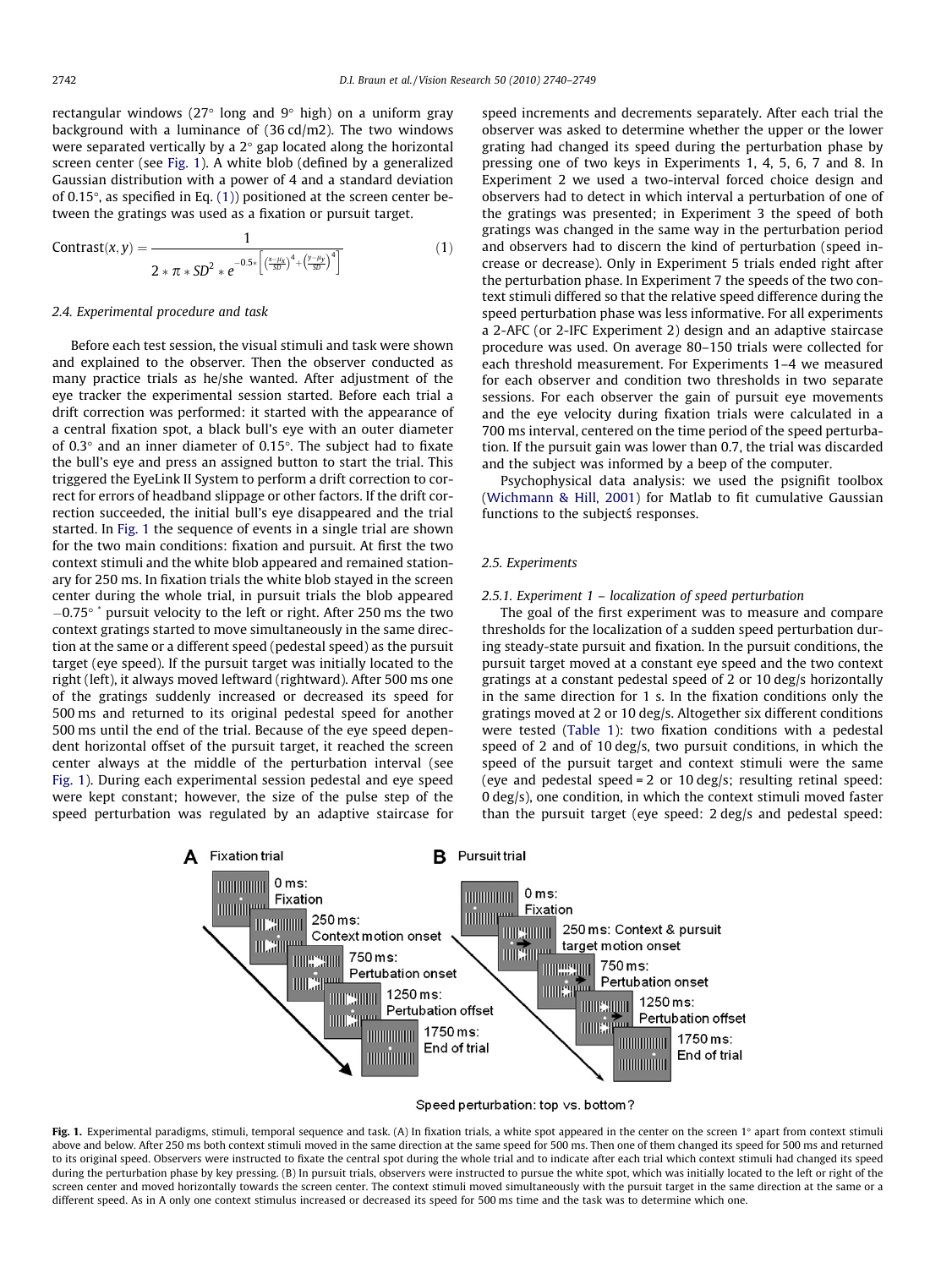rectangular windows (27° long and 9° high) on a uniform gray background with a luminance of (36 cd/m2). The two windows were separated vertically by a 2° gap located along the horizontal screen center (see Fig. 1). A white blob (defined by a generalized Gaussian distribution with a power of 4 and a standard deviation of 0.15°, as specified in Eq. (1)) positioned at the screen center between the gratings was used as a fixation or pursuit target.

$$\text{Contrast}(x,y) = \frac{1}{2 * \pi * SD^2 * e^{-0.5 * \left[\left(\frac{x-\mu_x}{SD}\right)^4 + \left(\frac{y-\mu_y}{SD}\right)^4\right]}} \quad (1)$$

### 2.4. Experimental procedure and task

Before each test session, the visual stimuli and task were shown and explained to the observer. Then the observer conducted as many practice trials as he/she wanted. After adjustment of the eye tracker the experimental session started. Before each trial a drift correction was performed: it started with the appearance of a central fixation spot, a black bull's eye with an outer diameter of 0.3° and an inner diameter of 0.15°. The subject had to fixate the bull's eye and press an assigned button to start the trial. This triggered the EyeLink II System to perform a drift correction to correct for errors of headband slippage or other factors. If the drift correction succeeded, the initial bull's eye disappeared and the trial started. In Fig. 1 the sequence of events in a single trial are shown for the two main conditions: fixation and pursuit. At first the two context stimuli and the white blob appeared and remained stationary for 250 ms. In fixation trials the white blob stayed in the screen center during the whole trial, in pursuit trials the blob appeared −0.75° * pursuit velocity to the left or right. After 250 ms the two context gratings started to move simultaneously in the same direction at the same or a different speed (pedestal speed) as the pursuit target (eye speed). If the pursuit target was initially located to the right (left), it always moved leftward (rightward). After 500 ms one of the gratings suddenly increased or decreased its speed for 500 ms and returned to its original pedestal speed for another 500 ms until the end of the trial. Because of the eye speed dependent horizontal offset of the pursuit target, it reached the screen center always at the middle of the perturbation interval (see Fig. 1). During each experimental session pedestal and eye speed were kept constant; however, the size of the pulse step of the speed perturbation was regulated by an adaptive staircase for speed increments and decrements separately. After each trial the observer was asked to determine whether the upper or the lower grating had changed its speed during the perturbation phase by pressing one of two keys in Experiments 1, 4, 5, 6, 7 and 8. In Experiment 2 we used a two-interval forced choice design and observers had to detect in which interval a perturbation of one of the gratings was presented; in Experiment 3 the speed of both gratings was changed in the same way in the perturbation period and observers had to discern the kind of perturbation (speed increase or decrease). Only in Experiment 5 trials ended right after the perturbation phase. In Experiment 7 the speeds of the two context stimuli differed so that the relative speed difference during the speed perturbation phase was less informative. For all experiments a 2-AFC (or 2-IFC Experiment 2) design and an adaptive staircase procedure was used. On average 80–150 trials were collected for each threshold measurement. For Experiments 1–4 we measured for each observer and condition two thresholds in two separate sessions. For each observer the gain of pursuit eye movements and the eye velocity during fixation trials were calculated in a 700 ms interval, centered on the time period of the speed perturbation. If the pursuit gain was lower than 0.7, the trial was discarded and the subject was informed by a beep of the computer.

Psychophysical data analysis: we used the psignifit toolbox (Wichmann & Hill, 2001) for Matlab to fit cumulative Gaussian functions to the subjects ́ responses.

### 2.5. Experiments

#### 2.5.1. Experiment 1 – localization of speed perturbation

The goal of the first experiment was to measure and compare thresholds for the localization of a sudden speed perturbation during steady-state pursuit and fixation. In the pursuit conditions, the pursuit target moved at a constant eye speed and the two context gratings at a constant pedestal speed of 2 or 10 deg/s horizontally in the same direction for 1 s. In the fixation conditions only the gratings moved at 2 or 10 deg/s. Altogether six different conditions were tested (Table 1): two fixation conditions with a pedestal speed of 2 and of 10 deg/s, two pursuit conditions, in which the speed of the pursuit target and context stimuli were the same (eye and pedestal speed = 2 or 10 deg/s; resulting retinal speed: 0 deg/s), one condition, in which the context stimuli moved faster than the pursuit target (eye speed: 2 deg/s and pedestal speed:

**Fig. 1.** Experimental paradigms, stimuli, temporal sequence and task. (A) In fixation trials, a white spot appeared in the center on the screen 1° apart from context stimuli above and below. After 250 ms both context stimuli moved in the same direction at the same speed for 500 ms. Then one of them changed its speed for 500 ms and returned to its original speed. Observers were instructed to fixate the central spot during the whole trial and to indicate after each trial which context stimuli had changed its speed during the perturbation phase by key pressing. (B) In pursuit trials, observers were instructed to pursue the white spot, which was initially located to the left or right of the screen center and moved horizontally towards the screen center. The context stimuli moved simultaneously with the pursuit target in the same direction at the same or a different speed. As in A only one context stimulus increased or decreased its speed for 500 ms time and the task was to determine which one.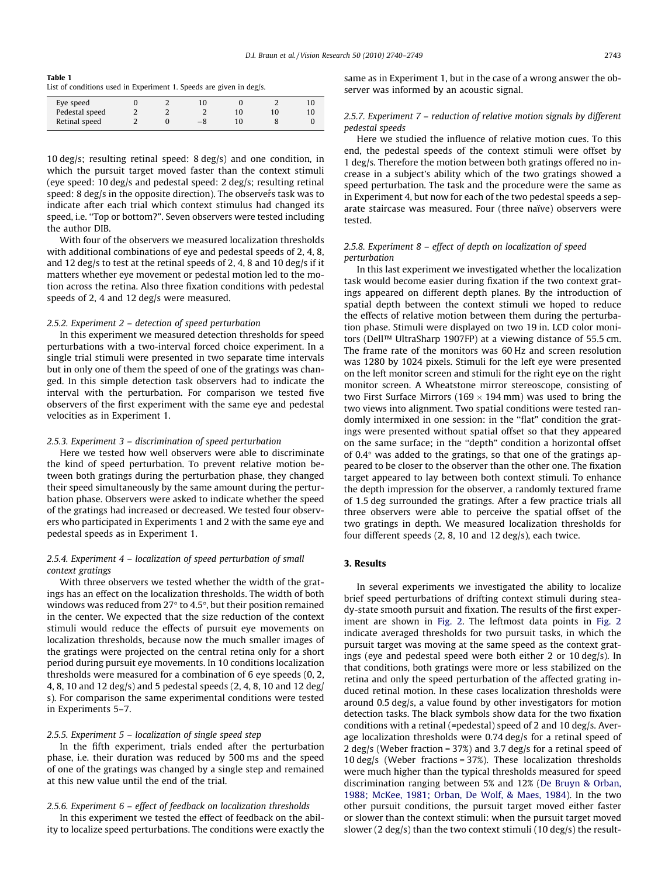**Table 1**
List of conditions used in Experiment 1. Speeds are given in deg/s.

| | | | | | | |
|---|---|---|---|---|---|---|
| Eye speed | 0 | 2 | 10 | 0 | 2 | 10 |
| Pedestal speed | 2 | 2 | 2 | 10 | 10 | 10 |
| Retinal speed | 2 | 0 | −8 | 10 | 8 | 0 |

10 deg/s; resulting retinal speed: 8 deg/s) and one condition, in which the pursuit target moved faster than the context stimuli (eye speed: 10 deg/s and pedestal speed: 2 deg/s; resulting retinal speed: 8 deg/s in the opposite direction). The observer's task was to indicate after each trial which context stimulus had changed its speed, i.e. "Top or bottom?". Seven observers were tested including the author DIB.

With four of the observers we measured localization thresholds with additional combinations of eye and pedestal speeds of 2, 4, 8, and 12 deg/s to test at the retinal speeds of 2, 4, 8 and 10 deg/s if it matters whether eye movement or pedestal motion led to the motion across the retina. Also three fixation conditions with pedestal speeds of 2, 4 and 12 deg/s were measured.

### 2.5.2. Experiment 2 – detection of speed perturbation

In this experiment we measured detection thresholds for speed perturbations with a two-interval forced choice experiment. In a single trial stimuli were presented in two separate time intervals but in only one of them the speed of one of the gratings was changed. In this simple detection task observers had to indicate the interval with the perturbation. For comparison we tested five observers of the first experiment with the same eye and pedestal velocities as in Experiment 1.

### 2.5.3. Experiment 3 – discrimination of speed perturbation

Here we tested how well observers were able to discriminate the kind of speed perturbation. To prevent relative motion between both gratings during the perturbation phase, they changed their speed simultaneously by the same amount during the perturbation phase. Observers were asked to indicate whether the speed of the gratings had increased or decreased. We tested four observers who participated in Experiments 1 and 2 with the same eye and pedestal speeds as in Experiment 1.

### 2.5.4. Experiment 4 – localization of speed perturbation of small context gratings

With three observers we tested whether the width of the gratings has an effect on the localization thresholds. The width of both windows was reduced from 27° to 4.5°, but their position remained in the center. We expected that the size reduction of the context stimuli would reduce the effects of pursuit eye movements on localization thresholds, because now the much smaller images of the gratings were projected on the central retina only for a short period during pursuit eye movements. In 10 conditions localization thresholds were measured for a combination of 6 eye speeds (0, 2, 4, 8, 10 and 12 deg/s) and 5 pedestal speeds (2, 4, 8, 10 and 12 deg/s). For comparison the same experimental conditions were tested in Experiments 5–7.

### 2.5.5. Experiment 5 – localization of single speed step

In the fifth experiment, trials ended after the perturbation phase, i.e. their duration was reduced by 500 ms and the speed of one of the gratings was changed by a single step and remained at this new value until the end of the trial.

### 2.5.6. Experiment 6 – effect of feedback on localization thresholds

In this experiment we tested the effect of feedback on the ability to localize speed perturbations. The conditions were exactly the same as in Experiment 1, but in the case of a wrong answer the observer was informed by an acoustic signal.

### 2.5.7. Experiment 7 – reduction of relative motion signals by different pedestal speeds

Here we studied the influence of relative motion cues. To this end, the pedestal speeds of the context stimuli were offset by 1 deg/s. Therefore the motion between both gratings offered no increase in a subject's ability which of the two gratings showed a speed perturbation. The task and the procedure were the same as in Experiment 4, but now for each of the two pedestal speeds a separate staircase was measured. Four (three naïve) observers were tested.

### 2.5.8. Experiment 8 – effect of depth on localization of speed perturbation

In this last experiment we investigated whether the localization task would become easier during fixation if the two context gratings appeared on different depth planes. By the introduction of spatial depth between the context stimuli we hoped to reduce the effects of relative motion between them during the perturbation phase. Stimuli were displayed on two 19 in. LCD color monitors (Dell™ UltraSharp 1907FP) at a viewing distance of 55.5 cm. The frame rate of the monitors was 60 Hz and screen resolution was 1280 by 1024 pixels. Stimuli for the left eye were presented on the left monitor screen and stimuli for the right eye on the right monitor screen. A Wheatstone mirror stereoscope, consisting of two First Surface Mirrors (169 × 194 mm) was used to bring the two views into alignment. Two spatial conditions were tested randomly intermixed in one session: in the "flat" condition the gratings were presented without spatial offset so that they appeared on the same surface; in the "depth" condition a horizontal offset of 0.4° was added to the gratings, so that one of the gratings appeared to be closer to the observer than the other one. The fixation target appeared to lay between both context stimuli. To enhance the depth impression for the observer, a randomly textured frame of 1.5 deg surrounded the gratings. After a few practice trials all three observers were able to perceive the spatial offset of the two gratings in depth. We measured localization thresholds for four different speeds (2, 8, 10 and 12 deg/s), each twice.

## 3. Results

In several experiments we investigated the ability to localize brief speed perturbations of drifting context stimuli during steady-state smooth pursuit and fixation. The results of the first experiment are shown in Fig. 2. The leftmost data points in Fig. 2 indicate averaged thresholds for two pursuit tasks, in which the pursuit target was moving at the same speed as the context gratings (eye and pedestal speed were both either 2 or 10 deg/s). In that conditions, both gratings were more or less stabilized on the retina and only the speed perturbation of the affected grating induced retinal motion. In these cases localization thresholds were around 0.5 deg/s, a value found by other investigators for motion detection tasks. The black symbols show data for the two fixation conditions with a retinal (=pedestal) speed of 2 and 10 deg/s. Average localization thresholds were 0.74 deg/s for a retinal speed of 2 deg/s (Weber fraction = 37%) and 3.7 deg/s for a retinal speed of 10 deg/s (Weber fractions = 37%). These localization thresholds were much higher than the typical thresholds measured for speed discrimination ranging between 5% and 12% (De Bruyn & Orban, 1988; McKee, 1981; Orban, De Wolf, & Maes, 1984). In the two other pursuit conditions, the pursuit target moved either faster or slower than the context stimuli: when the pursuit target moved slower (2 deg/s) than the two context stimuli (10 deg/s) the result-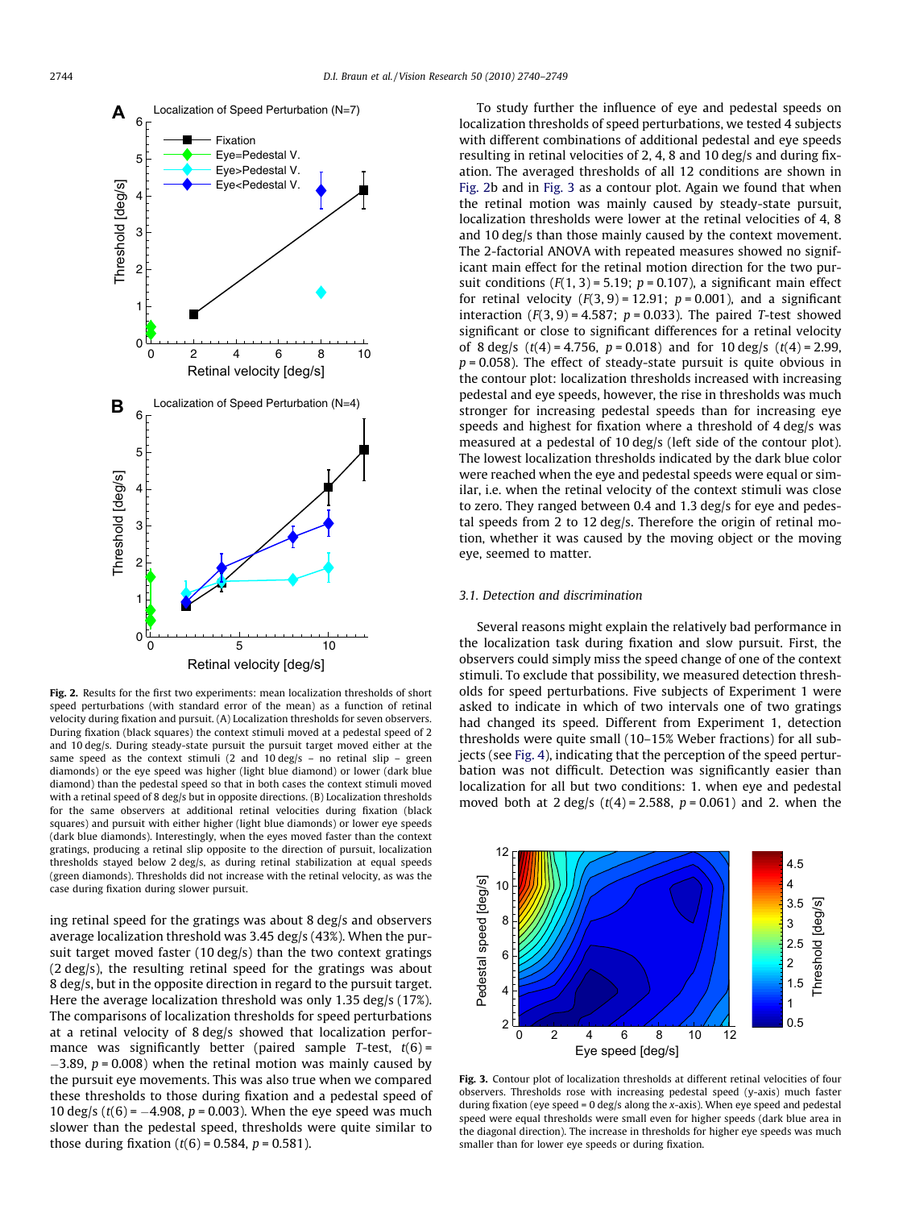**Fig. 2.** Results for the first two experiments: mean localization thresholds of short speed perturbations (with standard error of the mean) as a function of retinal velocity during fixation and pursuit. (A) Localization thresholds for seven observers. During fixation (black squares) the context stimuli moved at a pedestal speed of 2 and 10 deg/s. During steady-state pursuit the pursuit target moved either at the same speed as the context stimuli (2 and 10 deg/s – no retinal slip – green diamonds) or the eye speed was higher (light blue diamond) or lower (dark blue diamond) than the pedestal speed so that in both cases the context stimuli moved with a retinal speed of 8 deg/s but in opposite directions. (B) Localization thresholds for the same observers at additional retinal velocities during fixation (black squares) and pursuit with either higher (light blue diamonds) or lower eye speeds (dark blue diamonds). Interestingly, when the eyes moved faster than the context gratings, producing a retinal slip opposite to the direction of pursuit, localization thresholds stayed below 2 deg/s, as during retinal stabilization at equal speeds (green diamonds). Thresholds did not increase with the retinal velocity, as was the case during fixation during slower pursuit.

ing retinal speed for the gratings was about 8 deg/s and observers average localization threshold was 3.45 deg/s (43%). When the pursuit target moved faster (10 deg/s) than the two context gratings (2 deg/s), the resulting retinal speed for the gratings was about 8 deg/s, but in the opposite direction in regard to the pursuit target. Here the average localization threshold was only 1.35 deg/s (17%). The comparisons of localization thresholds for speed perturbations at a retinal velocity of 8 deg/s showed that localization performance was significantly better (paired sample *T*-test, $t(6) = -3.89$, $p = 0.008$) when the retinal motion was mainly caused by the pursuit eye movements. This was also true when we compared these thresholds to those during fixation and a pedestal speed of 10 deg/s ($t(6) = -4.908$, $p = 0.003$). When the eye speed was much slower than the pedestal speed, thresholds were quite similar to those during fixation ($t(6) = 0.584$, $p = 0.581$).

To study further the influence of eye and pedestal speeds on localization thresholds of speed perturbations, we tested 4 subjects with different combinations of additional pedestal and eye speeds resulting in retinal velocities of 2, 4, 8 and 10 deg/s and during fixation. The averaged thresholds of all 12 conditions are shown in Fig. 2b and in Fig. 3 as a contour plot. Again we found that when the retinal motion was mainly caused by steady-state pursuit, localization thresholds were lower at the retinal velocities of 4, 8 and 10 deg/s than those mainly caused by the context movement. The 2-factorial ANOVA with repeated measures showed no significant main effect for the retinal motion direction for the two pursuit conditions ($F(1,3) = 5.19$; $p = 0.107$), a significant main effect for retinal velocity ($F(3,9) = 12.91$; $p = 0.001$), and a significant interaction ($F(3,9) = 4.587$; $p = 0.033$). The paired *T*-test showed significant or close to significant differences for a retinal velocity of 8 deg/s ($t(4) = 4.756$, $p = 0.018$) and for 10 deg/s ($t(4) = 2.99$, $p = 0.058$). The effect of steady-state pursuit is quite obvious in the contour plot: localization thresholds increased with increasing pedestal and eye speeds, however, the rise in thresholds was much stronger for increasing pedestal speeds than for increasing eye speeds and highest for fixation where a threshold of 4 deg/s was measured at a pedestal of 10 deg/s (left side of the contour plot). The lowest localization thresholds indicated by the dark blue color were reached when the eye and pedestal speeds were equal or similar, i.e. when the retinal velocity of the context stimuli was close to zero. They ranged between 0.4 and 1.3 deg/s for eye and pedestal speeds from 2 to 12 deg/s. Therefore the origin of retinal motion, whether it was caused by the moving object or the moving eye, seemed to matter.

### 3.1. Detection and discrimination

Several reasons might explain the relatively bad performance in the localization task during fixation and slow pursuit. First, the observers could simply miss the speed change of one of the context stimuli. To exclude that possibility, we measured detection thresholds for speed perturbations. Five subjects of Experiment 1 were asked to indicate in which of two intervals one of two gratings had changed its speed. Different from Experiment 1, detection thresholds were quite small (10–15% Weber fractions) for all subjects (see Fig. 4), indicating that the perception of the speed perturbation was not difficult. Detection was not significantly better than localization for all but two conditions: 1. when eye and pedestal moved both at 2 deg/s ($t(4) = 2.588$, $p = 0.061$) and 2. when the

**Fig. 3.** Contour plot of localization thresholds at different retinal velocities of four observers. Thresholds rose with increasing pedestal speed (y-axis) much faster during fixation (eye speed = 0 deg/s along the x-axis). When eye speed and pedestal speed were equal thresholds were small even for higher speeds (dark blue area in the diagonal direction). The increase in thresholds for higher eye speeds was much smaller than for lower eye speeds or during fixation.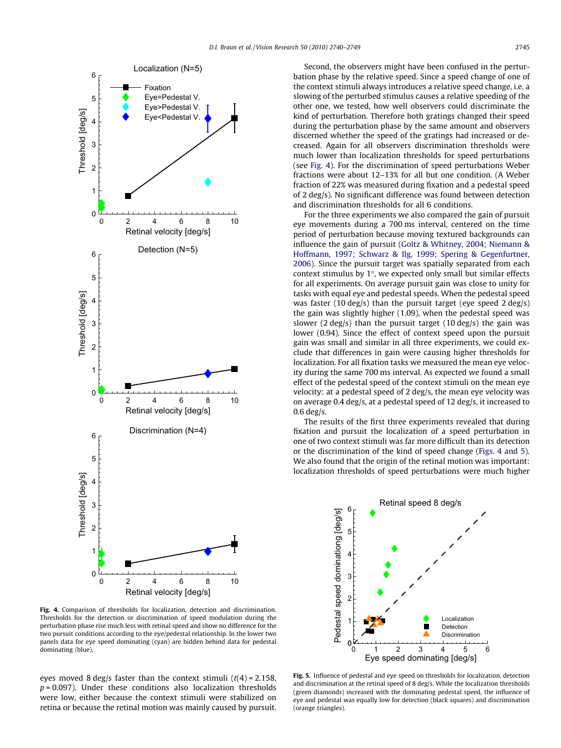Fig. 4. Comparison of thresholds for localization, detection and discrimination. Thresholds for the detection or discrimination of speed modulation during the perturbation phase rise much less with retinal speed and show no difference for the two pursuit conditions according to the eye/pedestal relationship. In the lower two panels data for eye speed dominating (cyan) are hidden behind data for pedestal dominating (blue).

eyes moved 8 deg/s faster than the context stimuli ($t(4) = 2.158$, $p = 0.097$). Under these conditions also localization thresholds were low, either because the context stimuli were stabilized on retina or because the retinal motion was mainly caused by pursuit.

Second, the observers might have been confused in the perturbation phase by the relative speed. Since a speed change of one of the context stimuli always introduces a relative speed change, i.e. a slowing of the perturbed stimulus causes a relative speeding of the other one, we tested, how well observers could discriminate the kind of perturbation. Therefore both gratings changed their speed during the perturbation phase by the same amount and observers discerned whether the speed of the gratings had increased or decreased. Again for all observers discrimination thresholds were much lower than localization thresholds for speed perturbations (see Fig. 4). For the discrimination of speed perturbations Weber fractions were about 12–13% for all but one condition. (A Weber fraction of 22% was measured during fixation and a pedestal speed of 2 deg/s). No significant difference was found between detection and discrimination thresholds for all 6 conditions.

For the three experiments we also compared the gain of pursuit eye movements during a 700 ms interval, centered on the time period of perturbation because moving textured backgrounds can influence the gain of pursuit (Goltz & Whitney, 2004; Niemann & Hoffmann, 1997; Schwarz & Ilg, 1999; Spering & Gegenfurtner, 2006). Since the pursuit target was spatially separated from each context stimulus by 1°, we expected only small but similar effects for all experiments. On average pursuit gain was close to unity for tasks with equal eye and pedestal speeds. When the pedestal speed was faster (10 deg/s) than the pursuit target (eye speed 2 deg/s) the gain was slightly higher (1.09), when the pedestal speed was slower (2 deg/s) than the pursuit target (10 deg/s) the gain was lower (0.94). Since the effect of context speed upon the pursuit gain was small and similar in all three experiments, we could exclude that differences in gain were causing higher thresholds for localization. For all fixation tasks we measured the mean eye velocity during the same 700 ms interval. As expected we found a small effect of the pedestal speed of the context stimuli on the mean eye velocity: at a pedestal speed of 2 deg/s, the mean eye velocity was on average 0.4 deg/s, at a pedestal speed of 12 deg/s, it increased to 0.6 deg/s.

The results of the first three experiments revealed that during fixation and pursuit the localization of a speed perturbation in one of two context stimuli was far more difficult than its detection or the discrimination of the kind of speed change (Figs. 4 and 5). We also found that the origin of the retinal motion was important: localization thresholds of speed perturbations were much higher

Fig. 5. Influence of pedestal and eye speed on thresholds for localization, detection and discrimination at the retinal speed of 8 deg/s. While the localization thresholds (green diamonds) increased with the dominating pedestal speed, the influence of eye and pedestal was equally low for detection (black squares) and discrimination (orange triangles).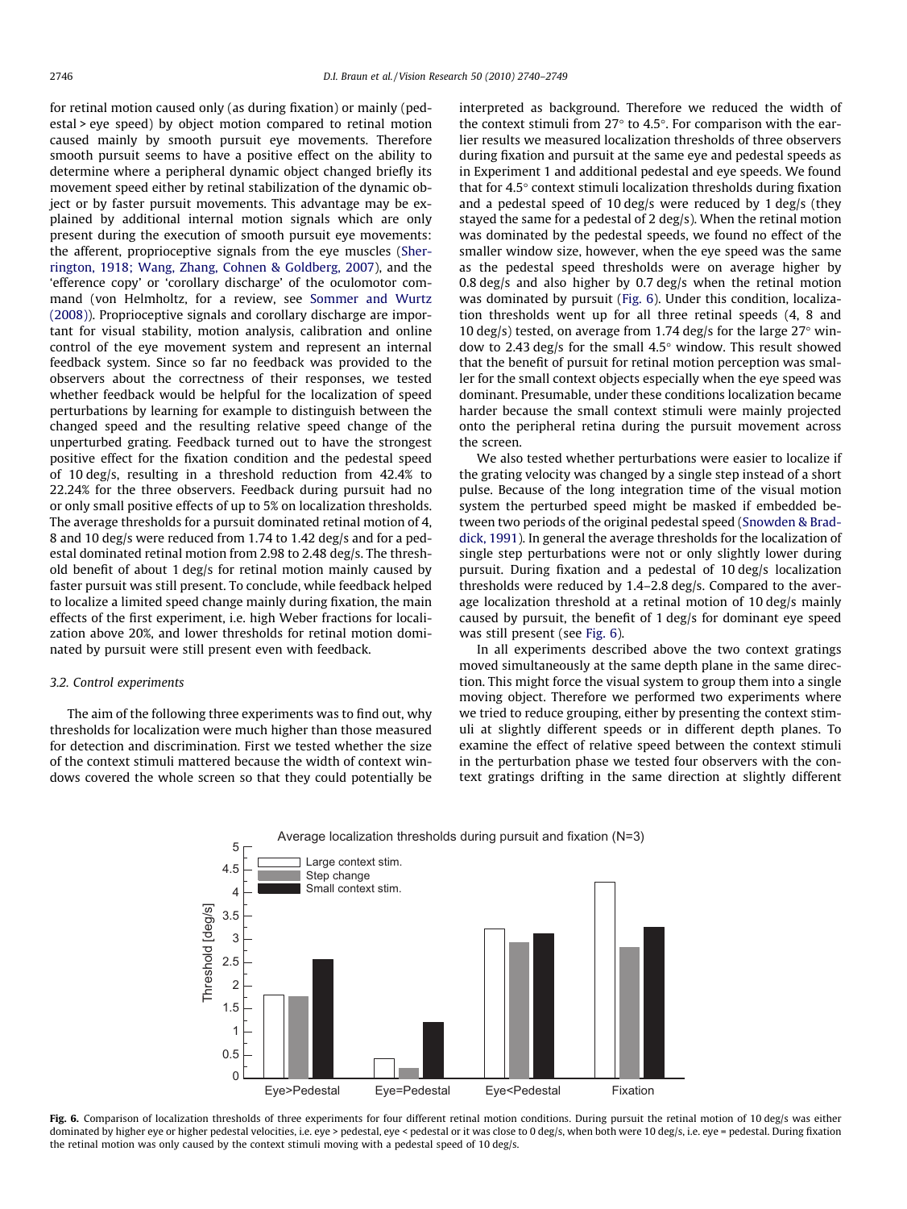for retinal motion caused only (as during fixation) or mainly (pedestal > eye speed) by object motion compared to retinal motion caused mainly by smooth pursuit eye movements. Therefore smooth pursuit seems to have a positive effect on the ability to determine where a peripheral dynamic object changed briefly its movement speed either by retinal stabilization of the dynamic object or by faster pursuit movements. This advantage may be explained by additional internal motion signals which are only present during the execution of smooth pursuit eye movements: the afferent, proprioceptive signals from the eye muscles (Sherrington, 1918; Wang, Zhang, Cohnen & Goldberg, 2007), and the 'efference copy' or 'corollary discharge' of the oculomotor command (von Helmholtz, for a review, see Sommer and Wurtz (2008)). Proprioceptive signals and corollary discharge are important for visual stability, motion analysis, calibration and online control of the eye movement system and represent an internal feedback system. Since so far no feedback was provided to the observers about the correctness of their responses, we tested whether feedback would be helpful for the localization of speed perturbations by learning for example to distinguish between the changed speed and the resulting relative speed change of the unperturbed grating. Feedback turned out to have the strongest positive effect for the fixation condition and the pedestal speed of 10 deg/s, resulting in a threshold reduction from 42.4% to 22.24% for the three observers. Feedback during pursuit had no or only small positive effects of up to 5% on localization thresholds. The average thresholds for a pursuit dominated retinal motion of 4, 8 and 10 deg/s were reduced from 1.74 to 1.42 deg/s and for a pedestal dominated retinal motion from 2.98 to 2.48 deg/s. The threshold benefit of about 1 deg/s for retinal motion mainly caused by faster pursuit was still present. To conclude, while feedback helped to localize a limited speed change mainly during fixation, the main effects of the first experiment, i.e. high Weber fractions for localization above 20%, and lower thresholds for retinal motion dominated by pursuit were still present even with feedback.

### 3.2. Control experiments

The aim of the following three experiments was to find out, why thresholds for localization were much higher than those measured for detection and discrimination. First we tested whether the size of the context stimuli mattered because the width of context windows covered the whole screen so that they could potentially be interpreted as background. Therefore we reduced the width of the context stimuli from 27° to 4.5°. For comparison with the earlier results we measured localization thresholds of three observers during fixation and pursuit at the same eye and pedestal speeds as in Experiment 1 and additional pedestal and eye speeds. We found that for 4.5° context stimuli localization thresholds during fixation and a pedestal speed of 10 deg/s were reduced by 1 deg/s (they stayed the same for a pedestal of 2 deg/s). When the retinal motion was dominated by the pedestal speeds, we found no effect of the smaller window size, however, when the eye speed was the same as the pedestal speed thresholds were on average higher by 0.8 deg/s and also higher by 0.7 deg/s when the retinal motion was dominated by pursuit (Fig. 6). Under this condition, localization thresholds went up for all three retinal speeds (4, 8 and 10 deg/s) tested, on average from 1.74 deg/s for the large 27° window to 2.43 deg/s for the small 4.5° window. This result showed that the benefit of pursuit for retinal motion perception was smaller for the small context objects especially when the eye speed was dominant. Presumable, under these conditions localization became harder because the small context stimuli were mainly projected onto the peripheral retina during the pursuit movement across the screen.

We also tested whether perturbations were easier to localize if the grating velocity was changed by a single step instead of a short pulse. Because of the long integration time of the visual motion system the perturbed speed might be masked if embedded between two periods of the original pedestal speed (Snowden & Braddick, 1991). In general the average thresholds for the localization of single step perturbations were not or only slightly lower during pursuit. During fixation and a pedestal of 10 deg/s localization thresholds were reduced by 1.4–2.8 deg/s. Compared to the average localization threshold at a retinal motion of 10 deg/s mainly caused by pursuit, the benefit of 1 deg/s for dominant eye speed was still present (see Fig. 6).

In all experiments described above the two context gratings moved simultaneously at the same depth plane in the same direction. This might force the visual system to group them into a single moving object. Therefore we performed two experiments where we tried to reduce grouping, either by presenting the context stimuli at slightly different speeds or in different depth planes. To examine the effect of relative speed between the context stimuli in the perturbation phase we tested four observers with the context gratings drifting in the same direction at slightly different

**Fig. 6.** Comparison of localization thresholds of three experiments for four different retinal motion conditions. During pursuit the retinal motion of 10 deg/s was either dominated by higher eye or higher pedestal velocities, i.e. eye > pedestal, eye < pedestal or it was close to 0 deg/s, when both were 10 deg/s, i.e. eye = pedestal. During fixation the retinal motion was only caused by the context stimuli moving with a pedestal speed of 10 deg/s.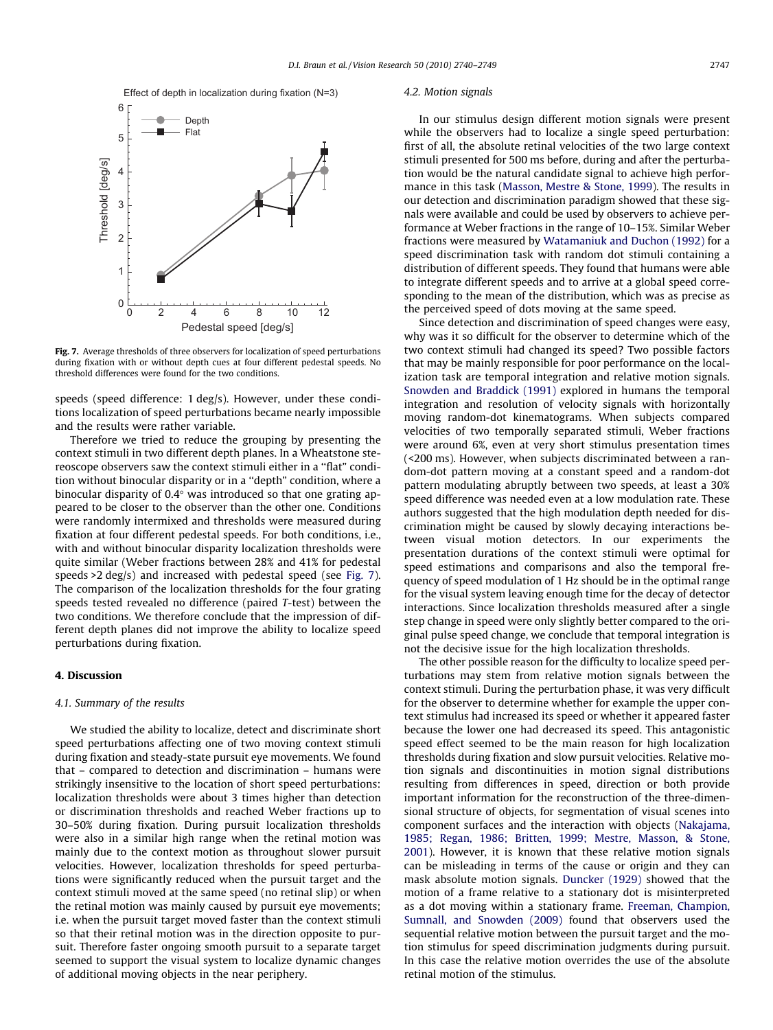Fig. 7. Average thresholds of three observers for localization of speed perturbations during fixation with or without depth cues at four different pedestal speeds. No threshold differences were found for the two conditions.

speeds (speed difference: 1 deg/s). However, under these conditions localization of speed perturbations became nearly impossible and the results were rather variable.

Therefore we tried to reduce the grouping by presenting the context stimuli in two different depth planes. In a Wheatstone stereoscope observers saw the context stimuli either in a ''flat'' condition without binocular disparity or in a ''depth'' condition, where a binocular disparity of 0.4° was introduced so that one grating appeared to be closer to the observer than the other one. Conditions were randomly intermixed and thresholds were measured during fixation at four different pedestal speeds. For both conditions, i.e., with and without binocular disparity localization thresholds were quite similar (Weber fractions between 28% and 41% for pedestal speeds >2 deg/s) and increased with pedestal speed (see Fig. 7). The comparison of the localization thresholds for the four grating speeds tested revealed no difference (paired *T*-test) between the two conditions. We therefore conclude that the impression of different depth planes did not improve the ability to localize speed perturbations during fixation.

## 4. Discussion

### 4.1. Summary of the results

We studied the ability to localize, detect and discriminate short speed perturbations affecting one of two moving context stimuli during fixation and steady-state pursuit eye movements. We found that – compared to detection and discrimination – humans were strikingly insensitive to the location of short speed perturbations: localization thresholds were about 3 times higher than detection or discrimination thresholds and reached Weber fractions up to 30–50% during fixation. During pursuit localization thresholds were also in a similar high range when the retinal motion was mainly due to the context motion as throughout slower pursuit velocities. However, localization thresholds for speed perturbations were significantly reduced when the pursuit target and the context stimuli moved at the same speed (no retinal slip) or when the retinal motion was mainly caused by pursuit eye movements; i.e. when the pursuit target moved faster than the context stimuli so that their retinal motion was in the direction opposite to pursuit. Therefore faster ongoing smooth pursuit to a separate target seemed to support the visual system to localize dynamic changes of additional moving objects in the near periphery.

### 4.2. Motion signals

In our stimulus design different motion signals were present while the observers had to localize a single speed perturbation: first of all, the absolute retinal velocities of the two large context stimuli presented for 500 ms before, during and after the perturbation would be the natural candidate signal to achieve high performance in this task (Masson, Mestre & Stone, 1999). The results in our detection and discrimination paradigm showed that these signals were available and could be used by observers to achieve performance at Weber fractions in the range of 10–15%. Similar Weber fractions were measured by Watamaniuk and Duchon (1992) for a speed discrimination task with random dot stimuli containing a distribution of different speeds. They found that humans were able to integrate different speeds and to arrive at a global speed corresponding to the mean of the distribution, which was as precise as the perceived speed of dots moving at the same speed.

Since detection and discrimination of speed changes were easy, why was it so difficult for the observer to determine which of the two context stimuli had changed its speed? Two possible factors that may be mainly responsible for poor performance on the localization task are temporal integration and relative motion signals. Snowden and Braddick (1991) explored in humans the temporal integration and resolution of velocity signals with horizontally moving random-dot kinematograms. When subjects compared velocities of two temporally separated stimuli, Weber fractions were around 6%, even at very short stimulus presentation times (<200 ms). However, when subjects discriminated between a random-dot pattern moving at a constant speed and a random-dot pattern modulating abruptly between two speeds, at least a 30% speed difference was needed even at a low modulation rate. These authors suggested that the high modulation depth needed for discrimination might be caused by slowly decaying interactions between visual motion detectors. In our experiments the presentation durations of the context stimuli were optimal for speed estimations and comparisons and also the temporal frequency of speed modulation of 1 Hz should be in the optimal range for the visual system leaving enough time for the decay of detector interactions. Since localization thresholds measured after a single step change in speed were only slightly better compared to the original pulse speed change, we conclude that temporal integration is not the decisive issue for the high localization thresholds.

The other possible reason for the difficulty to localize speed perturbations may stem from relative motion signals between the context stimuli. During the perturbation phase, it was very difficult for the observer to determine whether for example the upper context stimulus had increased its speed or whether it appeared faster because the lower one had decreased its speed. This antagonistic speed effect seemed to be the main reason for high localization thresholds during fixation and slow pursuit velocities. Relative motion signals and discontinuities in motion signal distributions resulting from differences in speed, direction or both provide important information for the reconstruction of the three-dimensional structure of objects, for segmentation of visual scenes into component surfaces and the interaction with objects (Nakajama, 1985; Regan, 1986; Britten, 1999; Mestre, Masson, & Stone, 2001). However, it is known that these relative motion signals can be misleading in terms of the cause or origin and they can mask absolute motion signals. Duncker (1929) showed that the motion of a frame relative to a stationary dot is misinterpreted as a dot moving within a stationary frame. Freeman, Champion, Sumnall, and Snowden (2009) found that observers used the sequential relative motion between the pursuit target and the motion stimulus for speed discrimination judgments during pursuit. In this case the relative motion overrides the use of the absolute retinal motion of the stimulus.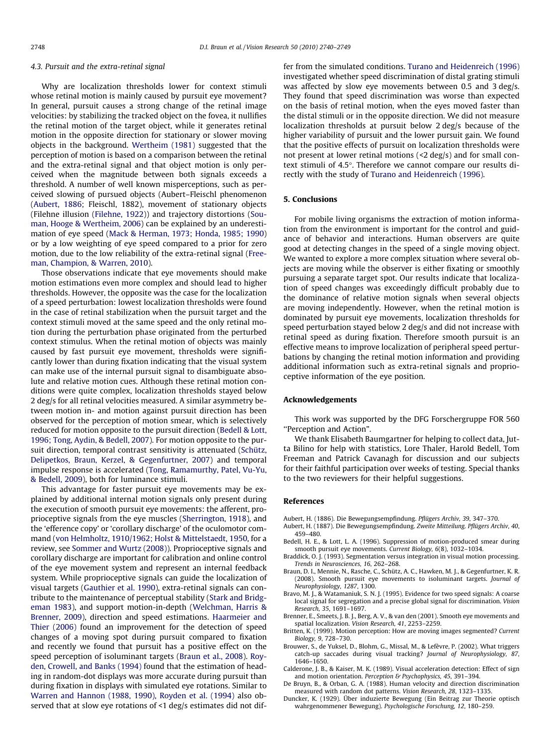### 4.3. Pursuit and the extra-retinal signal

Why are localization thresholds lower for context stimuli whose retinal motion is mainly caused by pursuit eye movement? In general, pursuit causes a strong change of the retinal image velocities: by stabilizing the tracked object on the fovea, it nullifies the retinal motion of the target object, while it generates retinal motion in the opposite direction for stationary or slower moving objects in the background. Wertheim (1981) suggested that the perception of motion is based on a comparison between the retinal and the extra-retinal signal and that object motion is only perceived when the magnitude between both signals exceeds a threshold. A number of well known misperceptions, such as perceived slowing of pursued objects (Aubert–Fleischl phenomenon (Aubert, 1886; Fleischl, 1882), movement of stationary objects (Filehne illusion (Filehne, 1922)) and trajectory distortions (Souman, Hooge & Wertheim, 2006) can be explained by an underestimation of eye speed (Mack & Herman, 1973; Honda, 1985; 1990) or by a low weighting of eye speed compared to a prior for zero motion, due to the low reliability of the extra-retinal signal (Freeman, Champion, & Warren, 2010).

Those observations indicate that eye movements should make motion estimations even more complex and should lead to higher thresholds. However, the opposite was the case for the localization of a speed perturbation: lowest localization thresholds were found in the case of retinal stabilization when the pursuit target and the context stimuli moved at the same speed and the only retinal motion during the perturbation phase originated from the perturbed context stimulus. When the retinal motion of objects was mainly caused by fast pursuit eye movement, thresholds were significantly lower than during fixation indicating that the visual system can make use of the internal pursuit signal to disambiguate absolute and relative motion cues. Although these retinal motion conditions were quite complex, localization thresholds stayed below 2 deg/s for all retinal velocities measured. A similar asymmetry between motion in- and motion against pursuit direction has been observed for the perception of motion smear, which is selectively reduced for motion opposite to the pursuit direction (Bedell & Lott, 1996; Tong, Aydin, & Bedell, 2007). For motion opposite to the pursuit direction, temporal contrast sensitivity is attenuated (Schütz, Delipetkos, Braun, Kerzel, & Gegenfurtner, 2007) and temporal impulse response is accelerated (Tong, Ramamurthy, Patel, Vu-Yu, & Bedell, 2009), both for luminance stimuli.

This advantage for faster pursuit eye movements may be explained by additional internal motion signals only present during the execution of smooth pursuit eye movements: the afferent, proprioceptive signals from the eye muscles (Sherrington, 1918), and the 'efference copy' or 'corollary discharge' of the oculomotor command (von Helmholtz, 1910/1962; Holst & Mittelstaedt, 1950, for a review, see Sommer and Wurtz (2008)). Proprioceptive signals and corollary discharge are important for calibration and online control of the eye movement system and represent an internal feedback system. While proprioceptive signals can guide the localization of visual targets (Gauthier et al. 1990), extra-retinal signals can contribute to the maintenance of perceptual stability (Stark and Bridgeman 1983), and support motion-in-depth (Welchman, Harris & Brenner, 2009), direction and speed estimations. Haarmeier and Thier (2006) found an improvement for the detection of speed changes of a moving spot during pursuit compared to fixation and recently we found that pursuit has a positive effect on the speed perception of isoluminant targets (Braun et al., 2008). Royden, Crowell, and Banks (1994) found that the estimation of heading in random-dot displays was more accurate during pursuit than during fixation in displays with simulated eye rotations. Similar to Warren and Hannon (1988, 1990), Royden et al. (1994) also observed that at slow eye rotations of <1 deg/s estimates did not differ from the simulated conditions. Turano and Heidenreich (1996) investigated whether speed discrimination of distal grating stimuli was affected by slow eye movements between 0.5 and 3 deg/s. They found that speed discrimination was worse than expected on the basis of retinal motion, when the eyes moved faster than the distal stimuli or in the opposite direction. We did not measure localization thresholds at pursuit below 2 deg/s because of the higher variability of pursuit and the lower pursuit gain. We found that the positive effects of pursuit on localization thresholds were not present at lower retinal motions (<2 deg/s) and for small context stimuli of 4.5°. Therefore we cannot compare our results directly with the study of Turano and Heidenreich (1996).

## 5. Conclusions

For mobile living organisms the extraction of motion information from the environment is important for the control and guidance of behavior and interactions. Human observers are quite good at detecting changes in the speed of a single moving object. We wanted to explore a more complex situation where several objects are moving while the observer is either fixating or smoothly pursuing a separate target spot. Our results indicate that localization of speed changes was exceedingly difficult probably due to the dominance of relative motion signals when several objects are moving independently. However, when the retinal motion is dominated by pursuit eye movements, localization thresholds for speed perturbation stayed below 2 deg/s and did not increase with retinal speed as during fixation. Therefore smooth pursuit is an effective means to improve localization of peripheral speed perturbations by changing the retinal motion information and providing additional information such as extra-retinal signals and proprioceptive information of the eye position.

## Acknowledgements

This work was supported by the DFG Forschergruppe FOR 560 ''Perception and Action''.

We thank Elisabeth Baumgartner for helping to collect data, Jutta Bilino for help with statistics, Lore Thaler, Harold Bedell, Tom Freeman and Patrick Cavanagh for discussion and our subjects for their faithful participation over weeks of testing. Special thanks to the two reviewers for their helpful suggestions.

## References

Aubert, H. (1886). Die Bewegungsempfindung. *Pflügers Archiv, 39*, 347–370.

Aubert, H. (1887). Die Bewegungsempfindung. *Zweite Mitteilung. Pflügers Archiv, 40*, 459–480.

Bedell, H. E., & Lott, L. A. (1996). Suppression of motion-produced smear during smooth pursuit eye movements. *Current Biology, 6*(8), 1032–1034.

Braddick, O. J. (1993). Segmentation versus integration in visual motion processing. *Trends in Neurosciences, 16*, 262–268.

Braun, D. I., Mennie, N., Rasche, C., Schütz, A. C., Hawken, M. J., & Gegenfurtner, K. R. (2008). Smooth pursuit eye movements to isoluminant targets. *Journal of Neurophysiology, 1287*, 1300.

Bravo, M. J., & Watamaniuk, S. N. J. (1995). Evidence for two speed signals: A coarse local signal for segregation and a precise global signal for discrimination. *Vision Research, 35*, 1691–1697.

Brenner, E., Smeets, J. B. J., Berg, A. V., & van den (2001). Smooth eye movements and spatial localization. *Vision Research, 41*, 2253–2259.

Britten, K. (1999). Motion perception: How are moving images segmented? *Current Biology, 9*, 728–730.

Brouwer, S., de Yuksel, D., Blohm, G., Missal, M., & Lefèvre, P. (2002). What triggers catch-up saccades during visual tracking? *Journal of Neurophysiology, 87*, 1646–1650.

Calderone, J. B., & Kaiser, M. K. (1989). Visual acceleration detection: Effect of sign and motion orientation. *Perception & Psychophysics, 45*, 391–394.

De Bruyn, B., & Orban, G. A. (1988). Human velocity and direction discrimination measured with random dot patterns. *Vision Research, 28*, 1323–1335.

Duncker, K. (1929). Über induzierte Bewegung (Ein Beitrag zur Theorie optisch wahrgenommener Bewegung). *Psychologische Forschung, 12*, 180–259.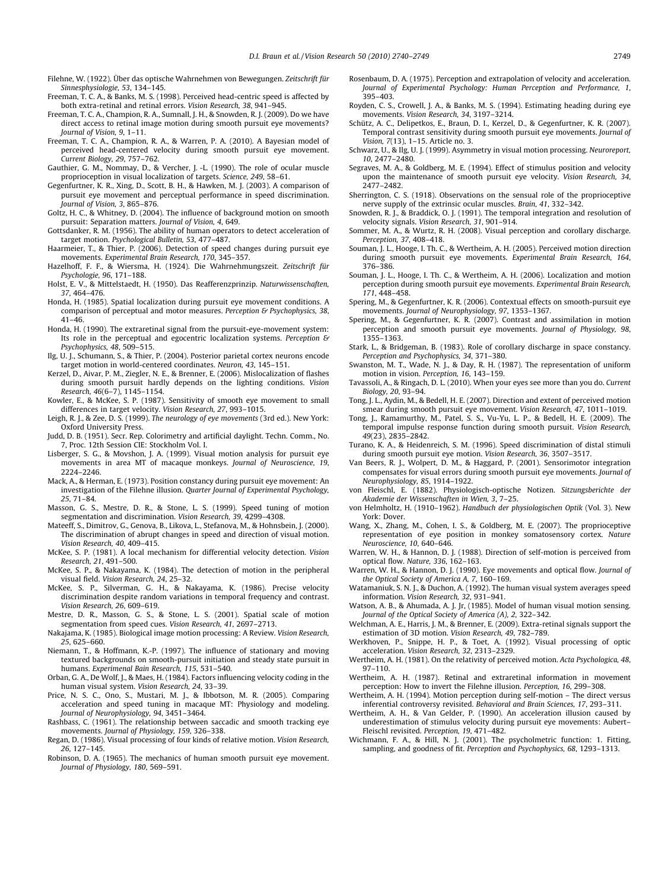Filehne, W. (1922). Über das optische Wahrnehmen von Bewegungen. *Zeitschrift für Sinnesphysiologie, 53*, 134–145.

Freeman, T. C. A., & Banks, M. S. (1998). Perceived head-centric speed is affected by both extra-retinal and retinal errors. *Vision Research, 38*, 941–945.

Freeman, T. C. A., Champion, R. A., Sumnall, J. H., & Snowden, R. J. (2009). Do we have direct access to retinal image motion during smooth pursuit eye movements? *Journal of Vision, 9*, 1–11.

Freeman, T. C. A., Champion, R. A., & Warren, P. A. (2010). A Bayesian model of perceived head-centered velocity during smooth pursuit eye movement. *Current Biology, 29*, 757–762.

Gauthier, G. M., Nommay, D., & Vercher, J. -L. (1990). The role of ocular muscle proprioception in visual localization of targets. *Science, 249*, 58–61.

Gegenfurtner, K. R., Xing, D., Scott, B. H., & Hawken, M. J. (2003). A comparison of pursuit eye movement and perceptual performance in speed discrimination. *Journal of Vision, 3*, 865–876.

Goltz, H. C., & Whitney, D. (2004). The influence of background motion on smooth pursuit: Separation matters. *Journal of Vision, 4*, 649.

Gottsdanker, R. M. (1956). The ability of human operators to detect acceleration of target motion. *Psychological Bulletin, 53*, 477–487.

Haarmeier, T., & Thier, P. (2006). Detection of speed changes during pursuit eye movements. *Experimental Brain Research, 170*, 345–357.

Hazelhoff, F. F., & Wiersma, H. (1924). Die Wahrnehmungszeit. *Zeitschrift für Psychologie, 96*, 171–188.

Holst, E. V., & Mittelstaedt, H. (1950). Das Reafferenzprinzip. *Naturwissenschaften, 37*, 464–476.

Honda, H. (1985). Spatial localization during pursuit eye movement conditions. A comparison of perceptual and motor measures. *Perception & Psychophysics, 38*, 41–46.

Honda, H. (1990). The extraretinal signal from the pursuit-eye-movement system: Its role in the perceptual and egocentric localization systems. *Perception & Psychophysics, 48*, 509–515.

Ilg, U. J., Schumann, S., & Thier, P. (2004). Posterior parietal cortex neurons encode target motion in world-centered coordinates. *Neuron, 43*, 145–151.

Kerzel, D., Aivar, P. M., Ziegler, N. E., & Brenner, E. (2006). Mislocalization of flashes during smooth pursuit hardly depends on the lighting conditions. *Vision Research, 46*(6–7), 1145–1154.

Kowler, E., & McKee, S. P. (1987). Sensitivity of smooth eye movement to small differences in target velocity. *Vision Research, 27*, 993–1015.

Leigh, R. J., & Zee, D. S. (1999). *The neurology of eye movements* (3rd ed.). New York: Oxford University Press.

Judd, D. B. (1951). Secr. Rep. Colorimetry and artificial daylight. Techn. Comm., No. 7, Proc. 12th Session CIE: Stockholm Vol. I.

Lisberger, S. G., & Movshon, J. A. (1999). Visual motion analysis for pursuit eye movements in area MT of macaque monkeys. *Journal of Neuroscience, 19*, 2224–2246.

Mack, A., & Herman, E. (1973). Position constancy during pursuit eye movement: An investigation of the Filehne illusion. *Quarter Journal of Experimental Psychology, 25*, 71–84.

Masson, G. S., Mestre, D. R., & Stone, L. S. (1999). Speed tuning of motion segmentation and discrimination. *Vision Research, 39*, 4299–4308.

Mateeff, S., Dimitrov, G., Genova, B., Likova, L., Stefanova, M., & Hohnsbein, J. (2000). The discrimination of abrupt changes in speed and direction of visual motion. *Vision Research, 40*, 409–415.

McKee, S. P. (1981). A local mechanism for differential velocity detection. *Vision Research, 21*, 491–500.

McKee, S. P., & Nakayama, K. (1984). The detection of motion in the peripheral visual field. *Vision Research, 24*, 25–32.

McKee, S. P., Silverman, G. H., & Nakayama, K. (1986). Precise velocity discrimination despite random variations in temporal frequency and contrast. *Vision Research, 26*, 609–619.

Mestre, D. R., Masson, G. S., & Stone, L. S. (2001). Spatial scale of motion segmentation from speed cues. *Vision Research, 41*, 2697–2713.

Nakajama, K. (1985). Biological image motion processing: A Review. *Vision Research, 25*, 625–660.

Niemann, T., & Hoffmann, K.-P. (1997). The influence of stationary and moving textured backgrounds on smooth-pursuit initiation and steady state pursuit in humans. *Experimental Bain Research, 115*, 531–540.

Orban, G. A., De Wolf, J., & Maes, H. (1984). Factors influencing velocity coding in the human visual system. *Vision Research, 24*, 33–39.

Price, N. S. C., Ono, S., Mustari, M. J., & Ibbotson, M. R. (2005). Comparing acceleration and speed tuning in macaque MT: Physiology and modeling. *Journal of Neurophysiology, 94*, 3451–3464.

Rashbass, C. (1961). The relationship between saccadic and smooth tracking eye movements. *Journal of Physiology, 159*, 326–338.

Regan, D. (1986). Visual processing of four kinds of relative motion. *Vision Research, 26*, 127–145.

Robinson, D. A. (1965). The mechanics of human smooth pursuit eye movement. *Journal of Physiology, 180*, 569–591.

Rosenbaum, D. A. (1975). Perception and extrapolation of velocity and acceleration. *Journal of Experimental Psychology: Human Perception and Performance, 1*, 395–403.

Royden, C. S., Crowell, J. A., & Banks, M. S. (1994). Estimating heading during eye movements. *Vision Research, 34*, 3197–3214.

Schütz, A. C., Delipetkos, E., Braun, D. I., Kerzel, D., & Gegenfurtner, K. R. (2007). Temporal contrast sensitivity during smooth pursuit eye movements. *Journal of Vision, 7*(13), 1–15. Article no. 3.

Schwarz, U., & Ilg, U. J. (1999). Asymmetry in visual motion processing. *Neuroreport, 10*, 2477–2480.

Segraves, M. A., & Goldberg, M. E. (1994). Effect of stimulus position and velocity upon the maintenance of smooth pursuit eye velocity. *Vision Research, 34*, 2477–2482.

Sherrington, C. S. (1918). Observations on the sensual role of the proprioceptive nerve supply of the extrinsic ocular muscles. *Brain, 41*, 332–342.

Snowden, R. J., & Braddick, O. J. (1991). The temporal integration and resolution of velocity signals. *Vision Research, 31*, 901–914.

Sommer, M. A., & Wurtz, R. H. (2008). Visual perception and corollary discharge. *Perception, 37*, 408–418.

Souman, J. L., Hooge, I. Th. C., & Wertheim, A. H. (2005). Perceived motion direction during smooth pursuit eye movements. *Experimental Brain Research, 164*, 376–386.

Souman, J. L., Hooge, I. Th. C., & Wertheim, A. H. (2006). Localization and motion perception during smooth pursuit eye movements. *Experimental Brain Research, 171*, 448–458.

Spering, M., & Gegenfurtner, K. R. (2006). Contextual effects on smooth-pursuit eye movements. *Journal of Neurophysiology, 97*, 1353–1367.

Spering, M., & Gegenfurtner, K. R. (2007). Contrast and assimilation in motion perception and smooth pursuit eye movements. *Journal of Physiology, 98*, 1355–1363.

Stark, L., & Bridgeman, B. (1983). Role of corollary discharge in space constancy. *Perception and Psychophysics, 34*, 371–380.

Swanston, M. T., Wade, N. J., & Day, R. H. (1987). The representation of uniform motion in vision. *Perception, 16*, 143–159.

Tavassoli, A., & Ringach, D. L. (2010). When your eyes see more than you do. *Current Biology, 20*, 93–94.

Tong, J. L., Aydin, M., & Bedell, H. E. (2007). Direction and extent of perceived motion smear during smooth pursuit eye movement. *Vision Research, 47*, 1011–1019.

Tong, J., Ramamurthy, M., Patel, S. S., Vu-Yu, L. P., & Bedell, H. E. (2009). The temporal impulse response function during smooth pursuit. *Vision Research, 49*(23), 2835–2842.

Turano, K. A., & Heidenreich, S. M. (1996). Speed discrimination of distal stimuli during smooth pursuit eye motion. *Vision Research, 36*, 3507–3517.

Van Beers, R. J., Wolpert, D. M., & Haggard, P. (2001). Sensorimotor integration compensates for visual errors during smooth pursuit eye movements. *Journal of Neurophysiology, 85*, 1914–1922.

von Fleischl, E. (1882). Physiologisch-optische Notizen. *Sitzungsberichte der Akademie der Wissenschaften in Wien, 3*, 7–25.

von Helmholtz, H. (1910–1962). *Handbuch der physiologischen Optik* (Vol. 3). New York: Dover.

Wang, X., Zhang, M., Cohen, I. S., & Goldberg, M. E. (2007). The proprioceptive representation of eye position in monkey somatosensory cortex. *Nature Neuroscience, 10*, 640–646.

Warren, W. H., & Hannon, D. J. (1988). Direction of self-motion is perceived from optical flow. *Nature, 336*, 162–163.

Warren, W. H., & Hannon, D. J. (1990). Eye movements and optical flow. *Journal of the Optical Society of America A, 7*, 160–169.

Watamaniuk, S. N. J., & Duchon, A. (1992). The human visual system averages speed information. *Vision Research, 32*, 931–941.

Watson, A. B., & Ahumada, A. J. Jr, (1985). Model of human visual motion sensing. *Journal of the Optical Society of America (A), 2*, 322–342.

Welchman, A. E., Harris, J. M., & Brenner, E. (2009). Extra-retinal signals support the estimation of 3D motion. *Vision Research, 49*, 782–789.

Werkhoven, P., Snippe, H. P., & Toet, A. (1992). Visual processing of optic acceleration. *Vision Research, 32*, 2313–2329.

Wertheim, A. H. (1981). On the relativity of perceived motion. *Acta Psychologica, 48*, 97–110.

Wertheim, A. H. (1987). Retinal and extraretinal information in movement perception: How to invert the Filehne illusion. *Perception, 16*, 299–308.

Wertheim, A. H. (1994). Motion perception during self-motion – The direct versus inferential controversy revisited. *Behavioral and Brain Sciences, 17*, 293–311.

Wertheim, A. H., & Van Gelder, P. (1990). An acceleration illusion caused by underestimation of stimulus velocity during pursuit eye movements: Aubert–Fleischl revisited. *Perception, 19*, 471–482.

Wichmann, F. A., & Hill, N. J. (2001). The psycholmetric function: 1. Fitting, sampling, and goodness of fit. *Perception and Psychophysics, 68*, 1293–1313.